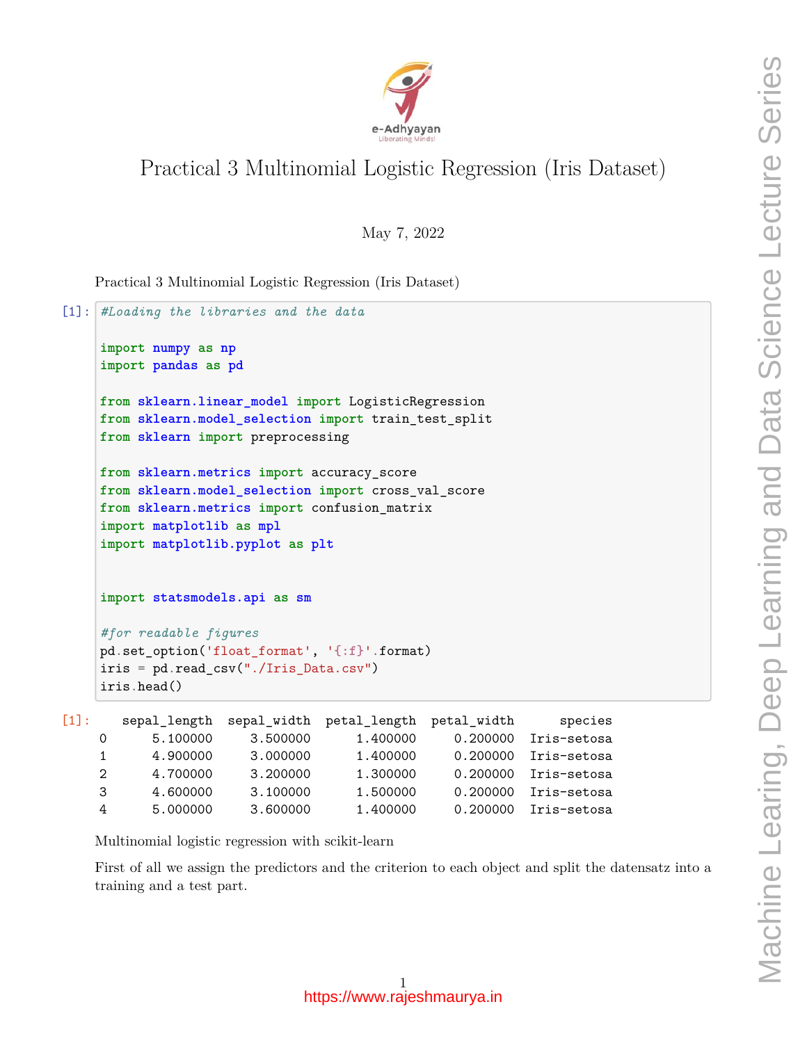# Practical 3 Multinomial Logistic Regression (Iris Dataset)

May 7, 2022

Practical 3 Multinomial Logistic Regression (Iris Dataset)

```
[1]: #Loading the libraries and the data

import numpy as np
import pandas as pd

from sklearn.linear_model import LogisticRegression
from sklearn.model_selection import train_test_split
from sklearn import preprocessing

from sklearn.metrics import accuracy_score
from sklearn.model_selection import cross_val_score
from sklearn.metrics import confusion_matrix
import matplotlib as mpl
import matplotlib.pyplot as plt


import statsmodels.api as sm

#for readable figures
pd.set_option('float_format', '{:f}'.format)
iris = pd.read_csv("./Iris_Data.csv")
iris.head()
```

```
[1]:    sepal_length  sepal_width  petal_length  petal_width      species
     0      5.100000     3.500000      1.400000     0.200000  Iris-setosa
     1      4.900000     3.000000      1.400000     0.200000  Iris-setosa
     2      4.700000     3.200000      1.300000     0.200000  Iris-setosa
     3      4.600000     3.100000      1.500000     0.200000  Iris-setosa
     4      5.000000     3.600000      1.400000     0.200000  Iris-setosa
```

Multinomial logistic regression with scikit-learn

First of all we assign the predictors and the criterion to each object and split the datensatz into a training and a test part.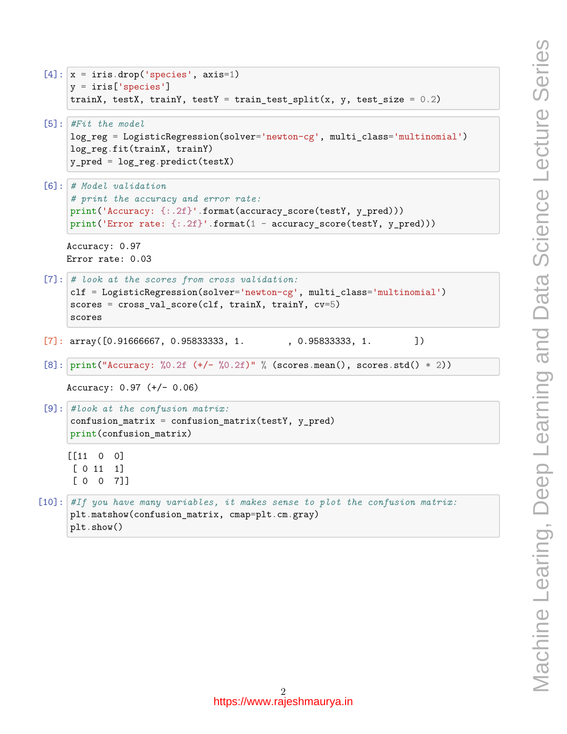[4]:
```
x = iris.drop('species', axis=1)
y = iris['species']
trainX, testX, trainY, testY = train_test_split(x, y, test_size = 0.2)
```

[5]:
```
#Fit the model
log_reg = LogisticRegression(solver='newton-cg', multi_class='multinomial')
log_reg.fit(trainX, trainY)
y_pred = log_reg.predict(testX)
```

[6]:
```
# Model validation
# print the accuracy and error rate:
print('Accuracy: {:.2f}'.format(accuracy_score(testY, y_pred)))
print('Error rate: {:.2f}'.format(1 - accuracy_score(testY, y_pred)))
```

```
Accuracy: 0.97
Error rate: 0.03
```

[7]:
```
# look at the scores from cross validation:
clf = LogisticRegression(solver='newton-cg', multi_class='multinomial')
scores = cross_val_score(clf, trainX, trainY, cv=5)
scores
```

[7]:
```
array([0.91666667, 0.95833333, 1.        , 0.95833333, 1.        ])
```

[8]:
```
print("Accuracy: %0.2f (+/- %0.2f)" % (scores.mean(), scores.std() * 2))
```

```
Accuracy: 0.97 (+/- 0.06)
```

[9]:
```
#look at the confusion matrix:
confusion_matrix = confusion_matrix(testY, y_pred)
print(confusion_matrix)
```

```
[[11  0  0]
 [ 0 11  1]
 [ 0  0  7]]
```

[10]:
```
#If you have many variables, it makes sense to plot the confusion matrix:
plt.matshow(confusion_matrix, cmap=plt.cm.gray)
plt.show()
```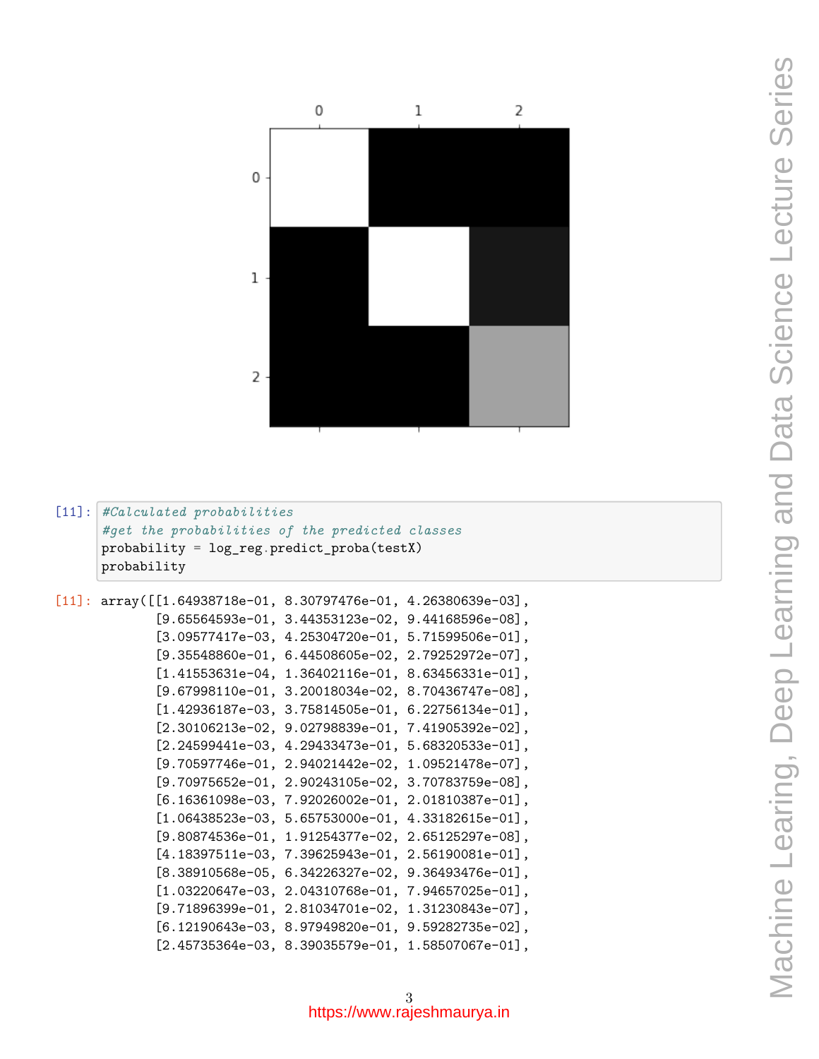```
[11]: #Calculated probabilities
      #get the probabilities of the predicted classes
      probability = log_reg.predict_proba(testX)
      probability
```

```
[11]: array([[1.64938718e-01, 8.30797476e-01, 4.26380639e-03],
       [9.65564593e-01, 3.44353123e-02, 9.44168596e-08],
       [3.09577417e-03, 4.25304720e-01, 5.71599506e-01],
       [9.35548860e-01, 6.44508605e-02, 2.79252972e-07],
       [1.41553631e-04, 1.36402116e-01, 8.63456331e-01],
       [9.67998110e-01, 3.20018034e-02, 8.70436747e-08],
       [1.42936187e-03, 3.75814505e-01, 6.22756134e-01],
       [2.30106213e-02, 9.02798839e-01, 7.41905392e-02],
       [2.24599441e-03, 4.29433473e-01, 5.68320533e-01],
       [9.70597746e-01, 2.94021442e-02, 1.09521478e-07],
       [9.70975652e-01, 2.90243105e-02, 3.70783759e-08],
       [6.16361098e-03, 7.92026002e-01, 2.01810387e-01],
       [1.06438523e-03, 5.65753000e-01, 4.33182615e-01],
       [9.80874536e-01, 1.91254377e-02, 2.65125297e-08],
       [4.18397511e-03, 7.39625943e-01, 2.56190081e-01],
       [8.38910568e-05, 6.34226327e-02, 9.36493476e-01],
       [1.03220647e-03, 2.04310768e-01, 7.94657025e-01],
       [9.71896399e-01, 2.81034701e-02, 1.31230843e-07],
       [6.12190643e-03, 8.97949820e-01, 9.59282735e-02],
       [2.45735364e-03, 8.39035579e-01, 1.58507067e-01],
```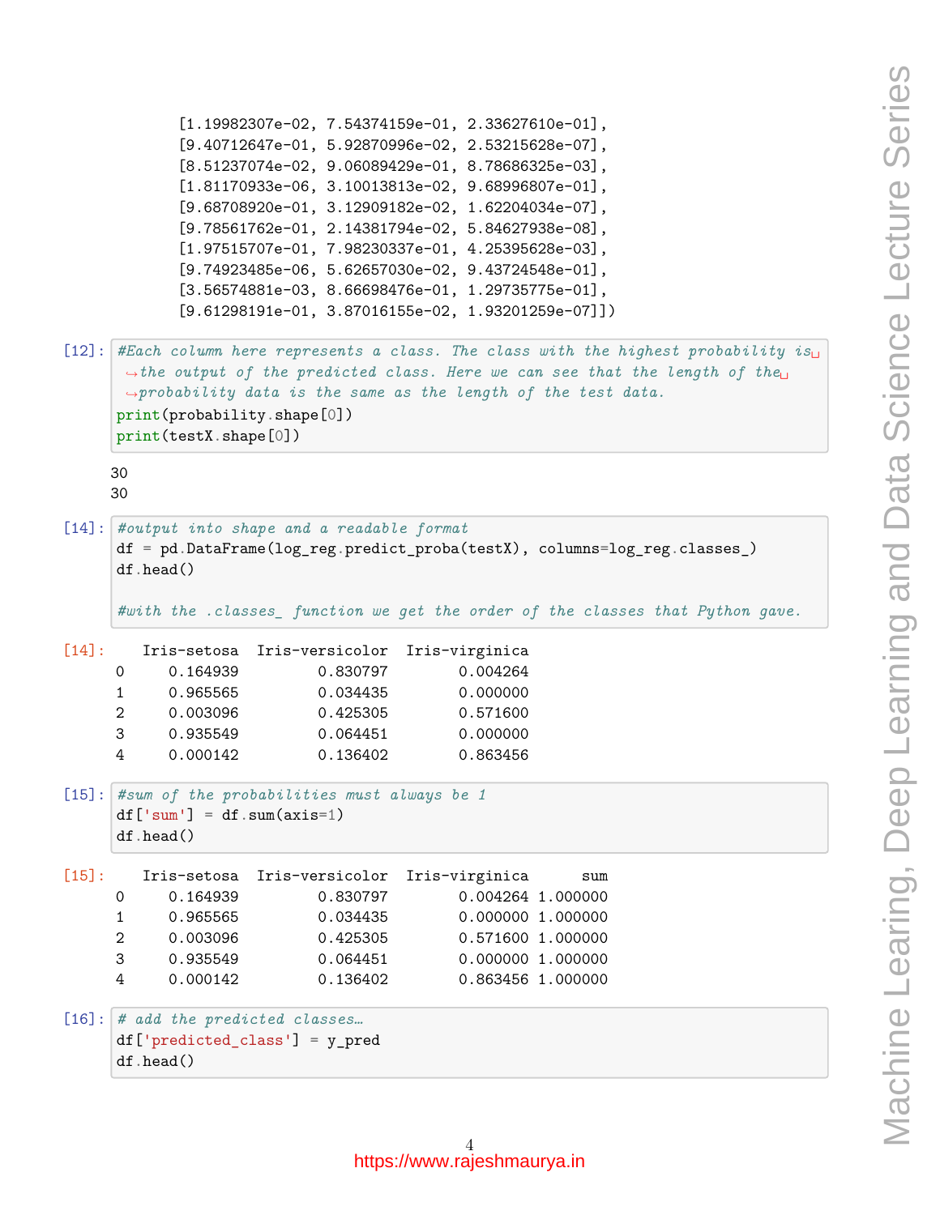```
       [1.19982307e-02, 7.54374159e-01, 2.33627610e-01],
       [9.40712647e-01, 5.92870996e-02, 2.53215628e-07],
       [8.51237074e-02, 9.06089429e-01, 8.78686325e-03],
       [1.81170933e-06, 3.10013813e-02, 9.68996807e-01],
       [9.68708920e-01, 3.12909182e-02, 1.62204034e-07],
       [9.78561762e-01, 2.14381794e-02, 5.84627938e-08],
       [1.97515707e-01, 7.98230337e-01, 4.25395628e-03],
       [9.74923485e-06, 5.62657030e-02, 9.43724548e-01],
       [3.56574881e-03, 8.66698476e-01, 1.29735775e-01],
       [9.61298191e-01, 3.87016155e-02, 1.93201259e-07]])
```

[12]:
```
#Each column here represents a class. The class with the highest probability is the output of the predicted class. Here we can see that the length of the probability data is the same as the length of the test data.
print(probability.shape[0])
print(testX.shape[0])
```

```
30
30
```

[14]:
```
#output into shape and a readable format
df = pd.DataFrame(log_reg.predict_proba(testX), columns=log_reg.classes_)
df.head()

#with the .classes_ function we get the order of the classes that Python gave.
```

[14]:

| | Iris-setosa | Iris-versicolor | Iris-virginica |
|---|---|---|---|
| 0 | 0.164939 | 0.830797 | 0.004264 |
| 1 | 0.965565 | 0.034435 | 0.000000 |
| 2 | 0.003096 | 0.425305 | 0.571600 |
| 3 | 0.935549 | 0.064451 | 0.000000 |
| 4 | 0.000142 | 0.136402 | 0.863456 |

[15]:
```
#sum of the probabilities must always be 1
df['sum'] = df.sum(axis=1)
df.head()
```

[15]:

| | Iris-setosa | Iris-versicolor | Iris-virginica | sum |
|---|---|---|---|---|
| 0 | 0.164939 | 0.830797 | 0.004264 | 1.000000 |
| 1 | 0.965565 | 0.034435 | 0.000000 | 1.000000 |
| 2 | 0.003096 | 0.425305 | 0.571600 | 1.000000 |
| 3 | 0.935549 | 0.064451 | 0.000000 | 1.000000 |
| 4 | 0.000142 | 0.136402 | 0.863456 | 1.000000 |

[16]:
```
# add the predicted classes…
df['predicted_class'] = y_pred
df.head()
```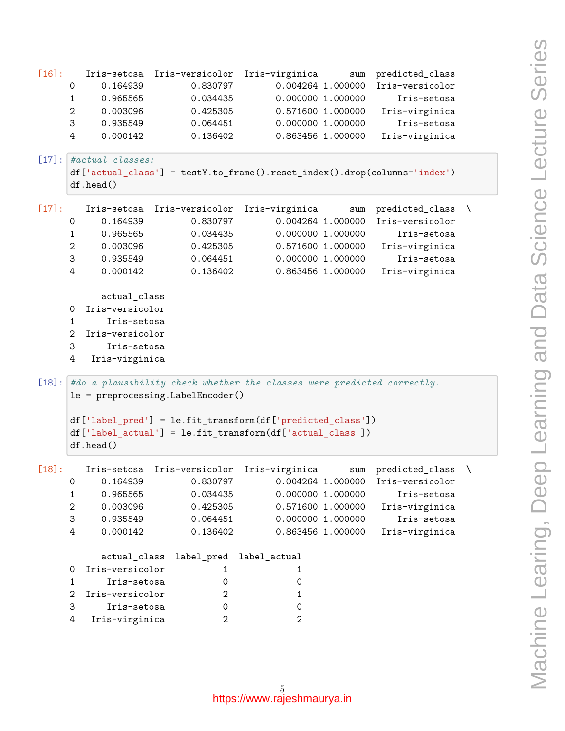[16]:

```
   Iris-setosa  Iris-versicolor  Iris-virginica      sum  predicted_class
0     0.164939         0.830797        0.004264 1.000000  Iris-versicolor
1     0.965565         0.034435        0.000000 1.000000      Iris-setosa
2     0.003096         0.425305        0.571600 1.000000   Iris-virginica
3     0.935549         0.064451        0.000000 1.000000      Iris-setosa
4     0.000142         0.136402        0.863456 1.000000   Iris-virginica
```

[17]:

```
#actual classes:
df['actual_class'] = testY.to_frame().reset_index().drop(columns='index')
df.head()
```

[17]:

```
   Iris-setosa  Iris-versicolor  Iris-virginica      sum  predicted_class  \
0     0.164939         0.830797        0.004264 1.000000  Iris-versicolor
1     0.965565         0.034435        0.000000 1.000000      Iris-setosa
2     0.003096         0.425305        0.571600 1.000000   Iris-virginica
3     0.935549         0.064451        0.000000 1.000000      Iris-setosa
4     0.000142         0.136402        0.863456 1.000000   Iris-virginica

      actual_class
0  Iris-versicolor
1      Iris-setosa
2  Iris-versicolor
3      Iris-setosa
4   Iris-virginica
```

[18]:

```
#do a plausibility check whether the classes were predicted correctly.
le = preprocessing.LabelEncoder()

df['label_pred'] = le.fit_transform(df['predicted_class'])
df['label_actual'] = le.fit_transform(df['actual_class'])
df.head()
```

[18]:

```
   Iris-setosa  Iris-versicolor  Iris-virginica      sum  predicted_class  \
0     0.164939         0.830797        0.004264 1.000000  Iris-versicolor
1     0.965565         0.034435        0.000000 1.000000      Iris-setosa
2     0.003096         0.425305        0.571600 1.000000   Iris-virginica
3     0.935549         0.064451        0.000000 1.000000      Iris-setosa
4     0.000142         0.136402        0.863456 1.000000   Iris-virginica

      actual_class  label_pred  label_actual
0  Iris-versicolor           1             1
1      Iris-setosa           0             0
2  Iris-versicolor           2             1
3      Iris-setosa           0             0
4   Iris-virginica           2             2
```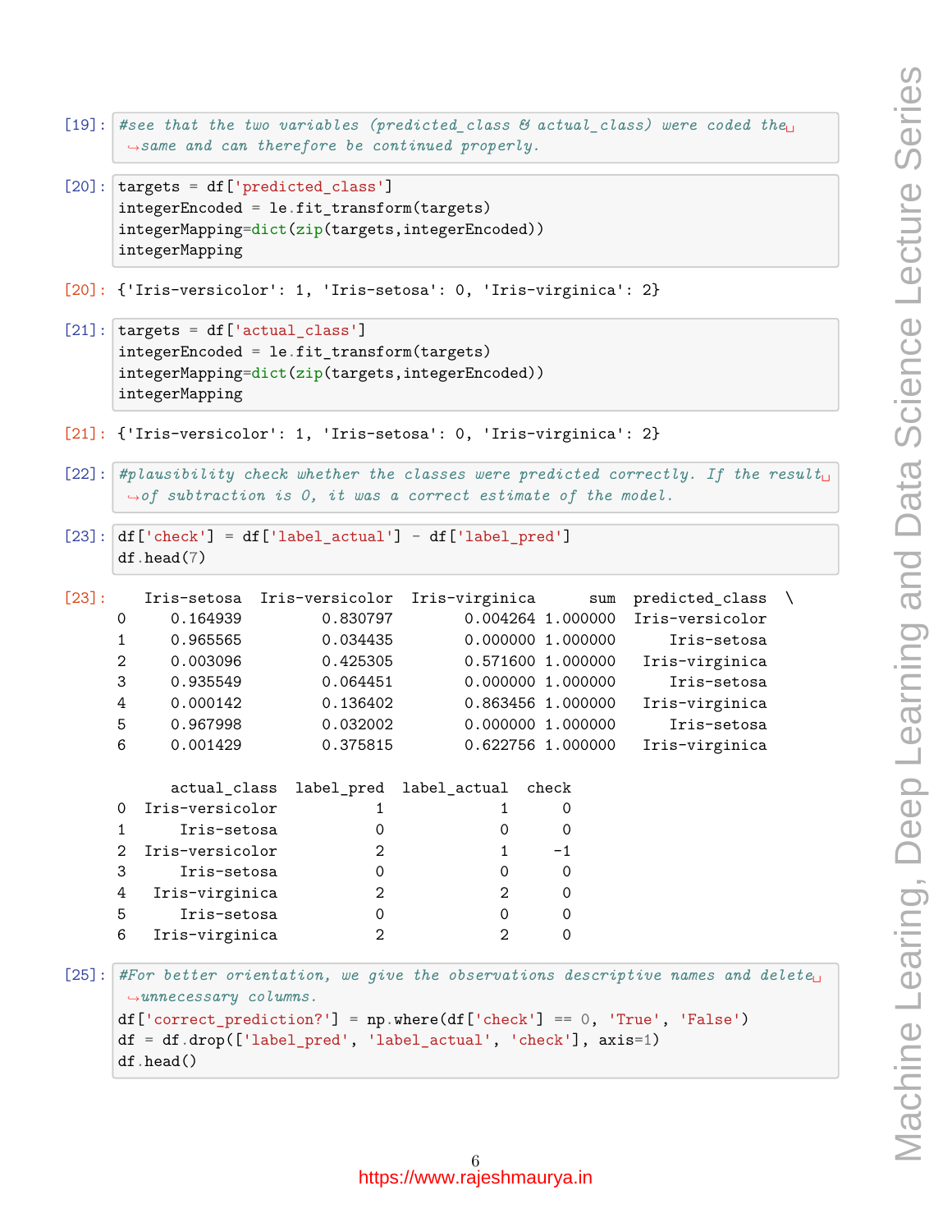[19]:
```
#see that the two variables (predicted_class & actual_class) were coded the same and can therefore be continued properly.
```

[20]:
```
targets = df['predicted_class']
integerEncoded = le.fit_transform(targets)
integerMapping=dict(zip(targets,integerEncoded))
integerMapping
```

[20]:
```
{'Iris-versicolor': 1, 'Iris-setosa': 0, 'Iris-virginica': 2}
```

[21]:
```
targets = df['actual_class']
integerEncoded = le.fit_transform(targets)
integerMapping=dict(zip(targets,integerEncoded))
integerMapping
```

[21]:
```
{'Iris-versicolor': 1, 'Iris-setosa': 0, 'Iris-virginica': 2}
```

[22]:
```
#plausibility check whether the classes were predicted correctly. If the result of subtraction is 0, it was a correct estimate of the model.
```

[23]:
```
df['check'] = df['label_actual'] - df['label_pred']
df.head(7)
```

[23]:
```
   Iris-setosa  Iris-versicolor  Iris-virginica      sum  predicted_class  \
0     0.164939         0.830797        0.004264 1.000000  Iris-versicolor
1     0.965565         0.034435        0.000000 1.000000      Iris-setosa
2     0.003096         0.425305        0.571600 1.000000   Iris-virginica
3     0.935549         0.064451        0.000000 1.000000      Iris-setosa
4     0.000142         0.136402        0.863456 1.000000   Iris-virginica
5     0.967998         0.032002        0.000000 1.000000      Iris-setosa
6     0.001429         0.375815        0.622756 1.000000   Iris-virginica

      actual_class  label_pred  label_actual  check
0  Iris-versicolor           1             1      0
1      Iris-setosa           0             0      0
2  Iris-versicolor           2             1     -1
3      Iris-setosa           0             0      0
4   Iris-virginica           2             2      0
5      Iris-setosa           0             0      0
6   Iris-virginica           2             2      0
```

[25]:
```
#For better orientation, we give the observations descriptive names and delete unnecessary columns.
df['correct_prediction?'] = np.where(df['check'] == 0, 'True', 'False')
df = df.drop(['label_pred', 'label_actual', 'check'], axis=1)
df.head()
```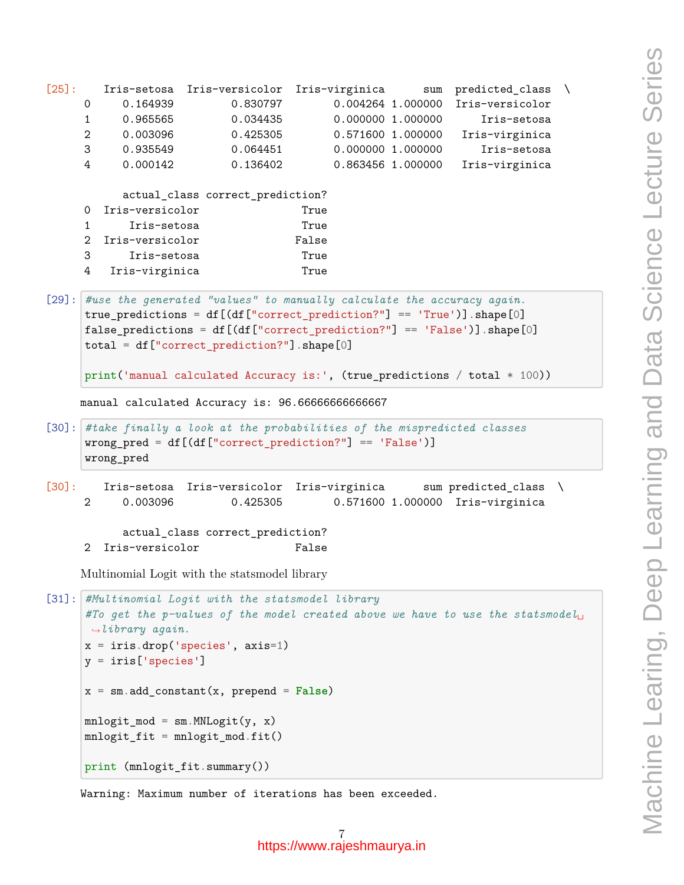[25]:

```
   Iris-setosa  Iris-versicolor  Iris-virginica       sum  predicted_class  \
0     0.164939         0.830797        0.004264  1.000000  Iris-versicolor
1     0.965565         0.034435        0.000000  1.000000      Iris-setosa
2     0.003096         0.425305        0.571600  1.000000   Iris-virginica
3     0.935549         0.064451        0.000000  1.000000      Iris-setosa
4     0.000142         0.136402        0.863456  1.000000   Iris-virginica

      actual_class correct_prediction?
0  Iris-versicolor                True
1      Iris-setosa                True
2  Iris-versicolor               False
3      Iris-setosa                True
4   Iris-virginica                True
```

[29]:

```python
#use the generated "values" to manually calculate the accuracy again.
true_predictions = df[(df["correct_prediction?"] == 'True')].shape[0]
false_predictions = df[(df["correct_prediction?"] == 'False')].shape[0]
total = df["correct_prediction?"].shape[0]

print('manual calculated Accuracy is:', (true_predictions / total * 100))
```

```
manual calculated Accuracy is: 96.66666666666667
```

[30]:

```python
#take finally a look at the probabilities of the mispredicted classes
wrong_pred = df[(df["correct_prediction?"] == 'False')]
wrong_pred
```

[30]:

```
   Iris-setosa  Iris-versicolor  Iris-virginica       sum predicted_class  \
2     0.003096         0.425305        0.571600  1.000000  Iris-virginica

      actual_class correct_prediction?
2  Iris-versicolor               False
```

Multinomial Logit with the statsmodel library

[31]:

```python
#Multinomial Logit with the statsmodel library
#To get the p-values of the model created above we have to use the statsmodel library again.
x = iris.drop('species', axis=1)
y = iris['species']

x = sm.add_constant(x, prepend = False)

mnlogit_mod = sm.MNLogit(y, x)
mnlogit_fit = mnlogit_mod.fit()

print (mnlogit_fit.summary())
```

```
Warning: Maximum number of iterations has been exceeded.
```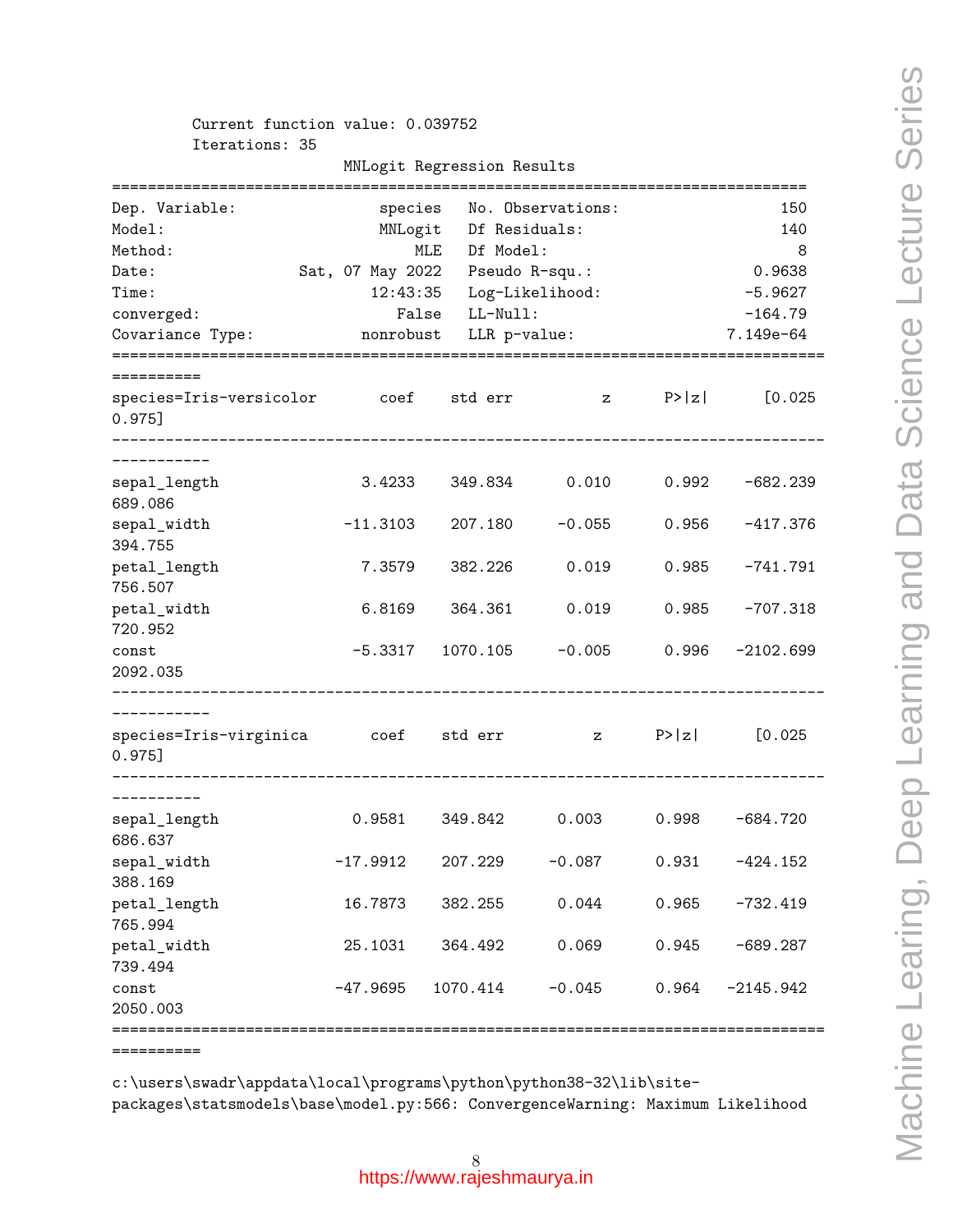```
         Current function value: 0.039752
         Iterations: 35
                          MNLogit Regression Results
==============================================================================
Dep. Variable:                species   No. Observations:                  150
Model:                        MNLogit   Df Residuals:                      140
Method:                           MLE   Df Model:                            8
Date:                Sat, 07 May 2022   Pseudo R-squ.:                  0.9638
Time:                        12:43:35   Log-Likelihood:                -5.9627
converged:                      False   LL-Null:                       -164.79
Covariance Type:            nonrobust   LLR p-value:                 7.149e-64
================================================================================
==========
species=Iris-versicolor       coef    std err          z      P>|z|      [0.025
0.975]
--------------------------------------------------------------------------------
-----------
sepal_length              3.4233    349.834      0.010      0.992    -682.239
689.086
sepal_width             -11.3103    207.180     -0.055      0.956    -417.376
394.755
petal_length              7.3579    382.226      0.019      0.985    -741.791
756.507
petal_width               6.8169    364.361      0.019      0.985    -707.318
720.952
const                    -5.3317   1070.105     -0.005      0.996   -2102.699
2092.035
--------------------------------------------------------------------------------
-----------
species=Iris-virginica       coef    std err          z      P>|z|      [0.025
0.975]
--------------------------------------------------------------------------------
----------
sepal_length             0.9581    349.842      0.003      0.998    -684.720
686.637
sepal_width            -17.9912    207.229     -0.087      0.931    -424.152
388.169
petal_length            16.7873    382.255      0.044      0.965    -732.419
765.994
petal_width             25.1031    364.492      0.069      0.945    -689.287
739.494
const                  -47.9695   1070.414     -0.045      0.964   -2145.942
2050.003
================================================================================
==========

c:\users\swadr\appdata\local\programs\python\python38-32\lib\site-
packages\statsmodels\base\model.py:566: ConvergenceWarning: Maximum Likelihood
```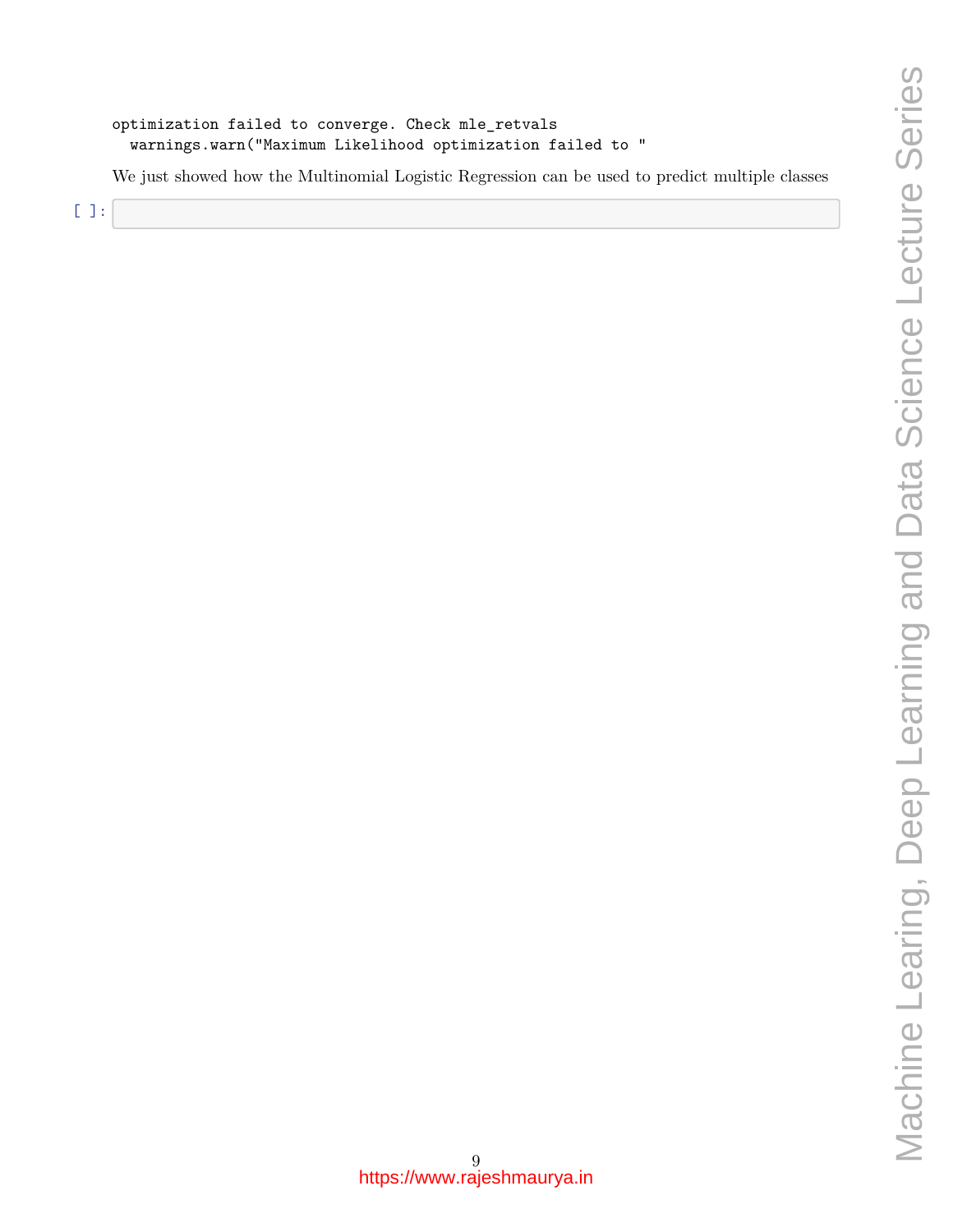```
optimization failed to converge. Check mle_retvals
  warnings.warn("Maximum Likelihood optimization failed to "
```

We just showed how the Multinomial Logistic Regression can be used to predict multiple classes

```
[ ]:
```